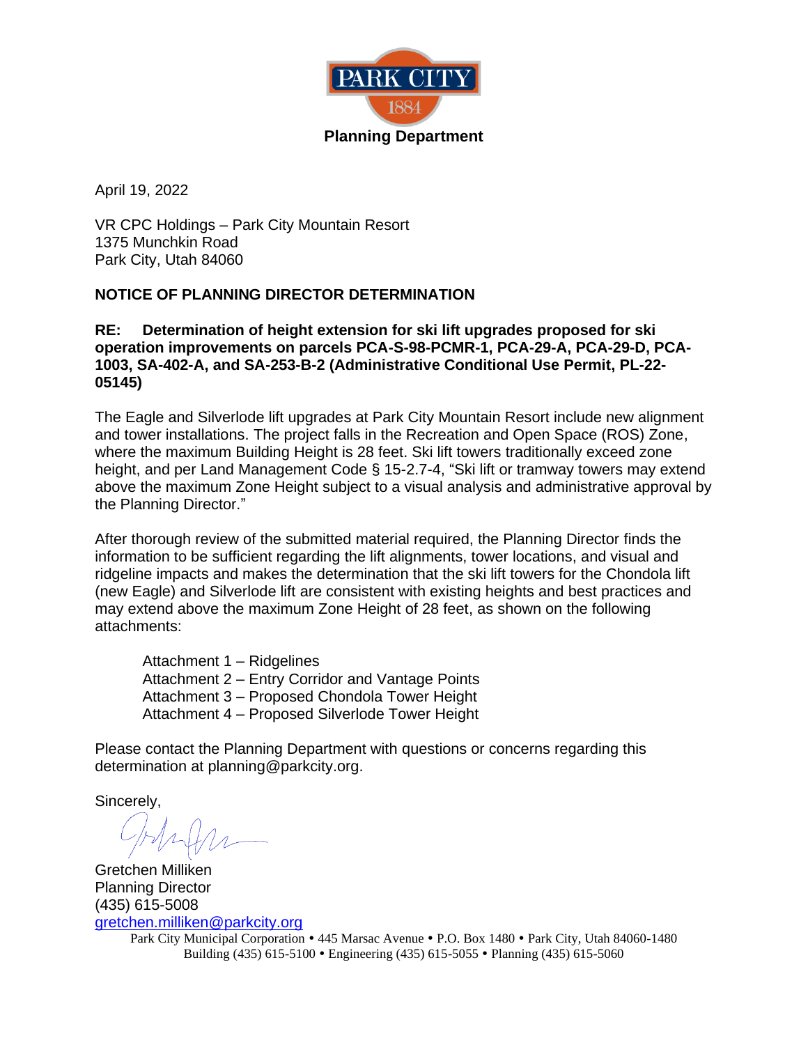PARK CITY
1884

**Planning Department**

April 19, 2022

VR CPC Holdings – Park City Mountain Resort
1375 Munchkin Road
Park City, Utah 84060

**NOTICE OF PLANNING DIRECTOR DETERMINATION**

**RE: Determination of height extension for ski lift upgrades proposed for ski operation improvements on parcels PCA-S-98-PCMR-1, PCA-29-A, PCA-29-D, PCA-1003, SA-402-A, and SA-253-B-2 (Administrative Conditional Use Permit, PL-22-05145)**

The Eagle and Silverlode lift upgrades at Park City Mountain Resort include new alignment and tower installations. The project falls in the Recreation and Open Space (ROS) Zone, where the maximum Building Height is 28 feet. Ski lift towers traditionally exceed zone height, and per Land Management Code § 15-2.7-4, "Ski lift or tramway towers may extend above the maximum Zone Height subject to a visual analysis and administrative approval by the Planning Director."

After thorough review of the submitted material required, the Planning Director finds the information to be sufficient regarding the lift alignments, tower locations, and visual and ridgeline impacts and makes the determination that the ski lift towers for the Chondola lift (new Eagle) and Silverlode lift are consistent with existing heights and best practices and may extend above the maximum Zone Height of 28 feet, as shown on the following attachments:

Attachment 1 – Ridgelines
Attachment 2 – Entry Corridor and Vantage Points
Attachment 3 – Proposed Chondola Tower Height
Attachment 4 – Proposed Silverlode Tower Height

Please contact the Planning Department with questions or concerns regarding this determination at planning@parkcity.org.

Sincerely,

Gretchen Milliken
Planning Director
(435) 615-5008
gretchen.milliken@parkcity.org

Park City Municipal Corporation • 445 Marsac Avenue • P.O. Box 1480 • Park City, Utah 84060-1480
Building (435) 615-5100 • Engineering (435) 615-5055 • Planning (435) 615-5060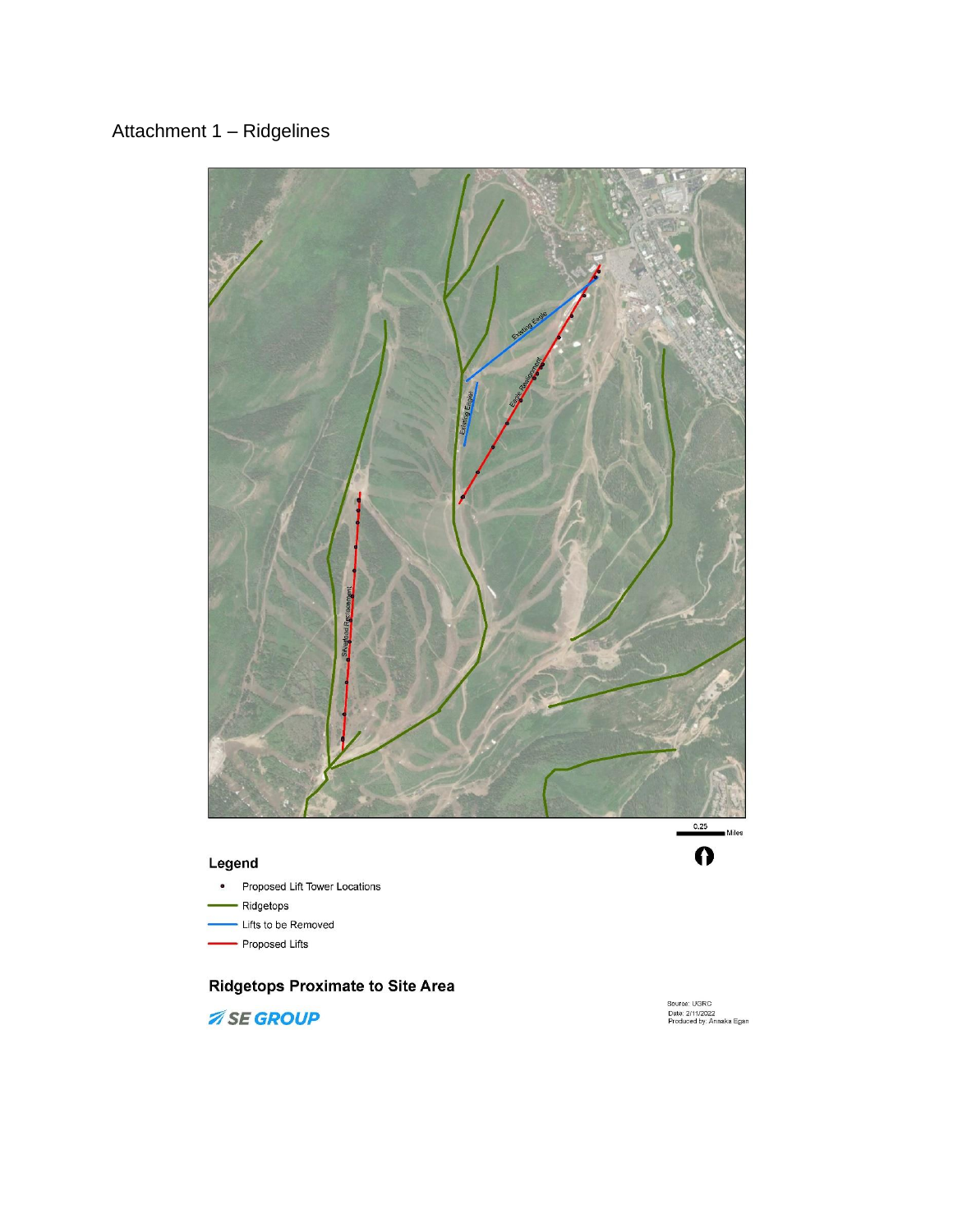Attachment 1 – Ridgelines

Legend

- Proposed Lift Tower Locations
- Ridgetops
- Lifts to be Removed
- Proposed Lifts

**Ridgetops Proximate to Site Area**

SE GROUP

Source: UGRC
Date: 2/11/2022
Produced by: Annaka Egan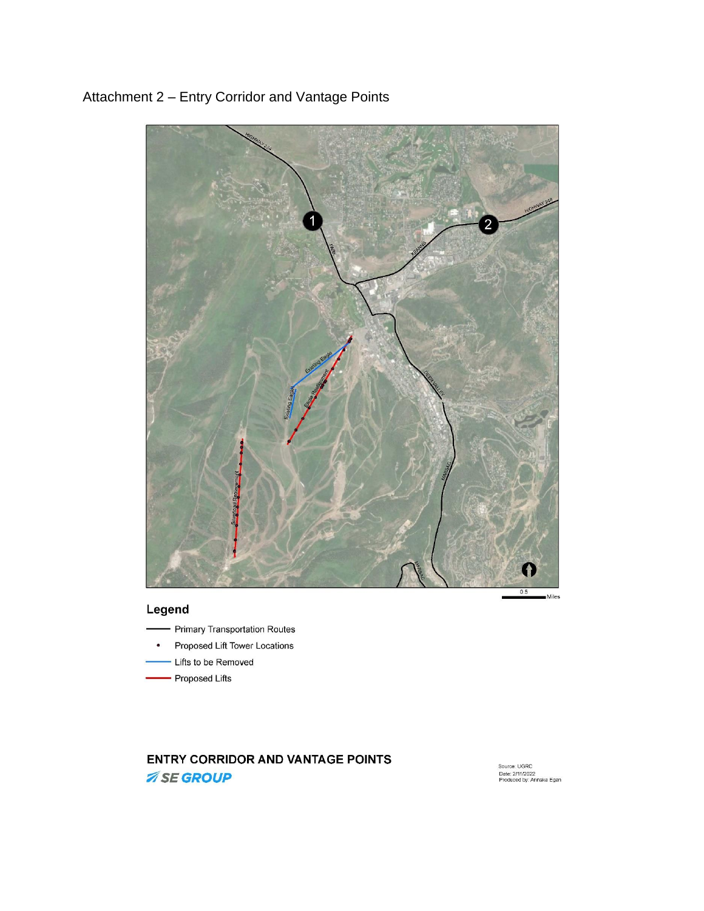Attachment 2 – Entry Corridor and Vantage Points

Legend

- Primary Transportation Routes
- Proposed Lift Tower Locations
- Lifts to be Removed
- Proposed Lifts

**ENTRY CORRIDOR AND VANTAGE POINTS**

SE GROUP

Source: UGRC
Date: 2/11/2022
Produced by: Annaka Egan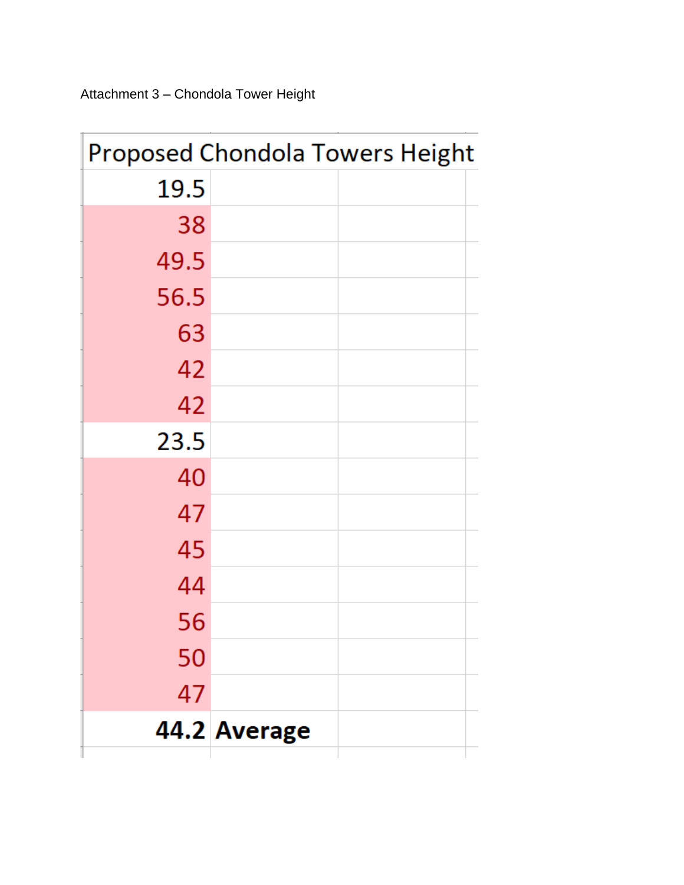Attachment 3 – Chondola Tower Height

| Proposed Chondola Towers Height | |
|---|---|
| 19.5 | |
| 38 | |
| 49.5 | |
| 56.5 | |
| 63 | |
| 42 | |
| 42 | |
| 23.5 | |
| 40 | |
| 47 | |
| 45 | |
| 44 | |
| 56 | |
| 50 | |
| 47 | |
| **44.2** | **Average** |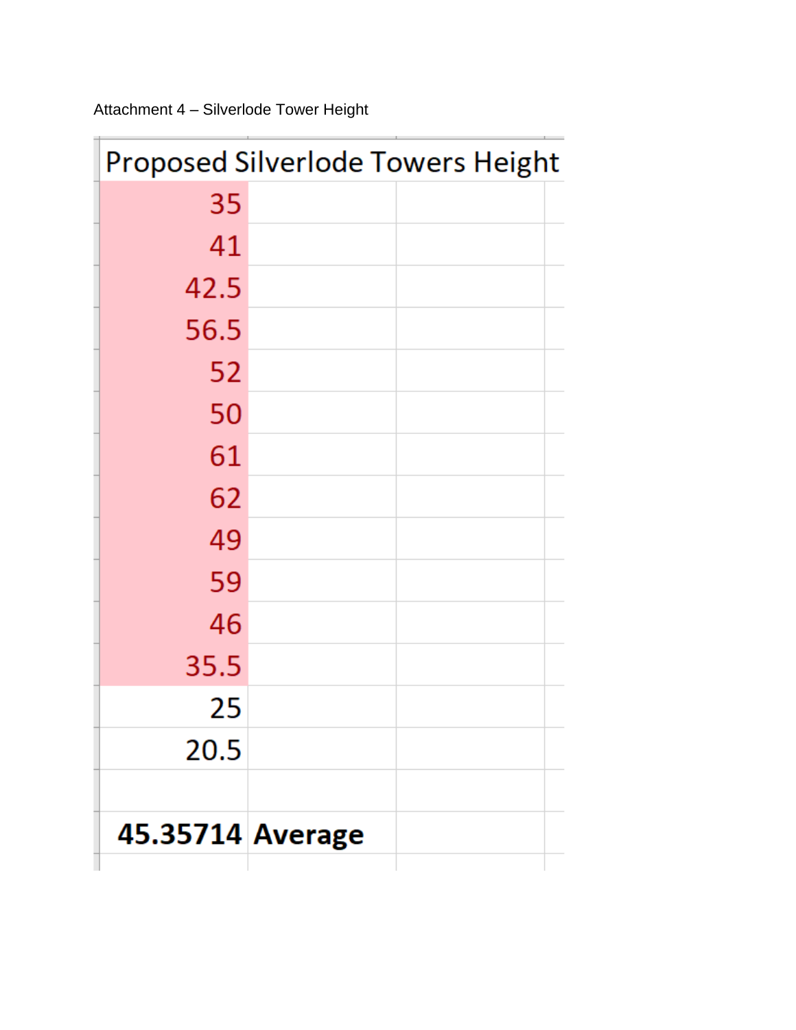Attachment 4 – Silverlode Tower Height

| Proposed Silverlode Towers Height | |
|---|---|
| 35 | |
| 41 | |
| 42.5 | |
| 56.5 | |
| 52 | |
| 50 | |
| 61 | |
| 62 | |
| 49 | |
| 59 | |
| 46 | |
| 35.5 | |
| 25 | |
| 20.5 | |
| | |
| **45.35714** | **Average** |